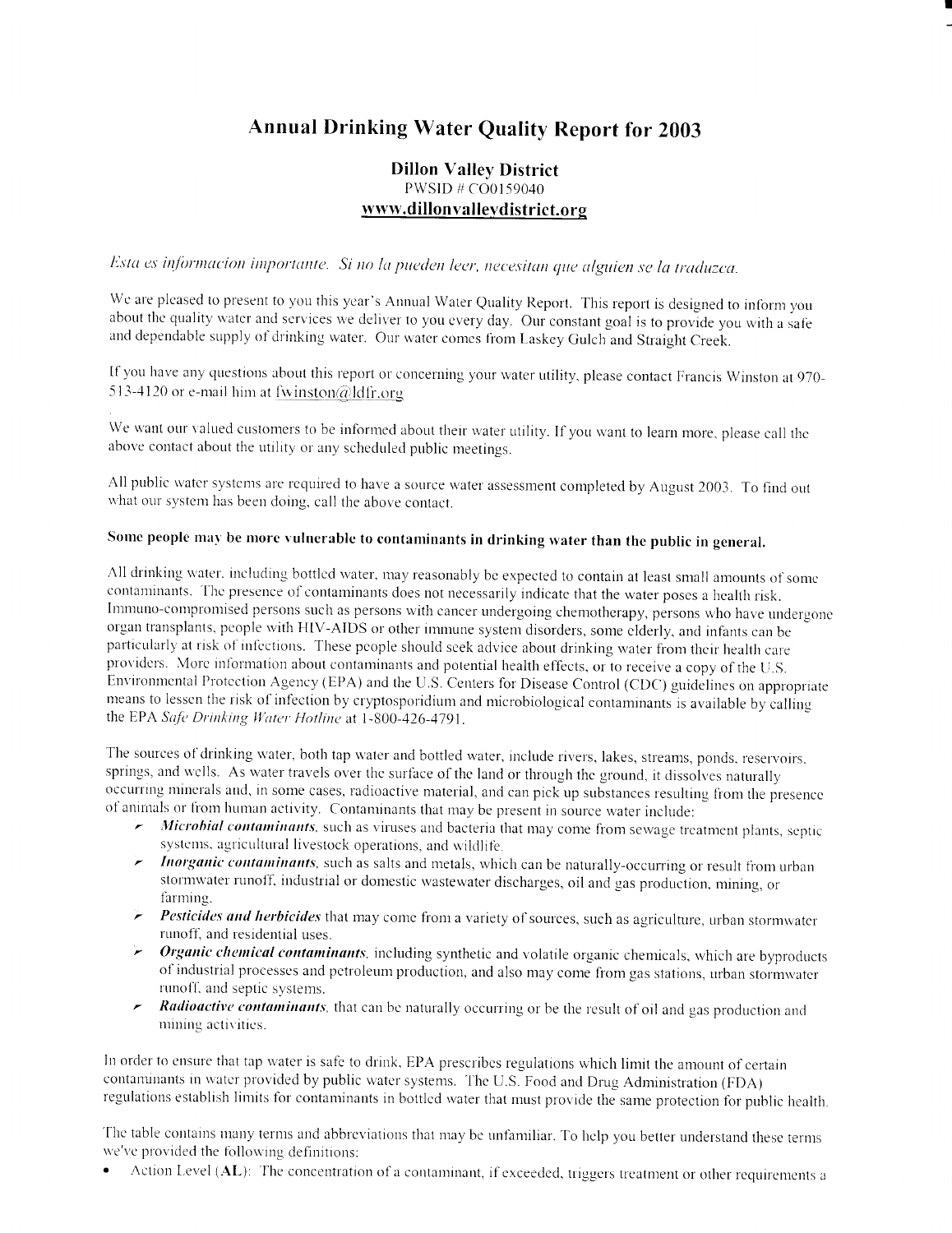# Annual Drinking Water Quality Report for 2003

## Dillon Valley District

PWSID # CO0159040

**www.dillonvalleydistrict.org**

*Esta es informacion importante. Si no la pueden leer, necesitan que alguien se la traduzca.*

We are pleased to present to you this year's Annual Water Quality Report. This report is designed to inform you about the quality water and services we deliver to you every day. Our constant goal is to provide you with a safe and dependable supply of drinking water. Our water comes from Laskey Gulch and Straight Creek.

If you have any questions about this report or concerning your water utility, please contact Francis Winston at 970-513-4120 or e-mail him at fwinston@ldfr.org

We want our valued customers to be informed about their water utility. If you want to learn more, please call the above contact about the utility or any scheduled public meetings.

All public water systems are required to have a source water assessment completed by August 2003. To find out what our system has been doing, call the above contact.

**Some people may be more vulnerable to contaminants in drinking water than the public in general.**

All drinking water, including bottled water, may reasonably be expected to contain at least small amounts of some contaminants. The presence of contaminants does not necessarily indicate that the water poses a health risk. Immuno-compromised persons such as persons with cancer undergoing chemotherapy, persons who have undergone organ transplants, people with HIV-AIDS or other immune system disorders, some elderly, and infants can be particularly at risk of infections. These people should seek advice about drinking water from their health care providers. More information about contaminants and potential health effects, or to receive a copy of the U.S. Environmental Protection Agency (EPA) and the U.S. Centers for Disease Control (CDC) guidelines on appropriate means to lessen the risk of infection by cryptosporidium and microbiological contaminants is available by calling the EPA *Safe Drinking Water Hotline* at 1-800-426-4791.

The sources of drinking water, both tap water and bottled water, include rivers, lakes, streams, ponds, reservoirs, springs, and wells. As water travels over the surface of the land or through the ground, it dissolves naturally occurring minerals and, in some cases, radioactive material, and can pick up substances resulting from the presence of animals or from human activity. Contaminants that may be present in source water include:

- ***Microbial contaminants***, such as viruses and bacteria that may come from sewage treatment plants, septic systems, agricultural livestock operations, and wildlife.
- ***Inorganic contaminants***, such as salts and metals, which can be naturally-occurring or result from urban stormwater runoff, industrial or domestic wastewater discharges, oil and gas production, mining, or farming.
- ***Pesticides and herbicides*** that may come from a variety of sources, such as agriculture, urban stormwater runoff, and residential uses.
- ***Organic chemical contaminants***, including synthetic and volatile organic chemicals, which are byproducts of industrial processes and petroleum production, and also may come from gas stations, urban stormwater runoff, and septic systems.
- ***Radioactive contaminants***, that can be naturally occurring or be the result of oil and gas production and mining activities.

In order to ensure that tap water is safe to drink, EPA prescribes regulations which limit the amount of certain contaminants in water provided by public water systems. The U.S. Food and Drug Administration (FDA) regulations establish limits for contaminants in bottled water that must provide the same protection for public health.

The table contains many terms and abbreviations that may be unfamiliar. To help you better understand these terms we've provided the following definitions:

- Action Level (**AL**): The concentration of a contaminant, if exceeded, triggers treatment or other requirements a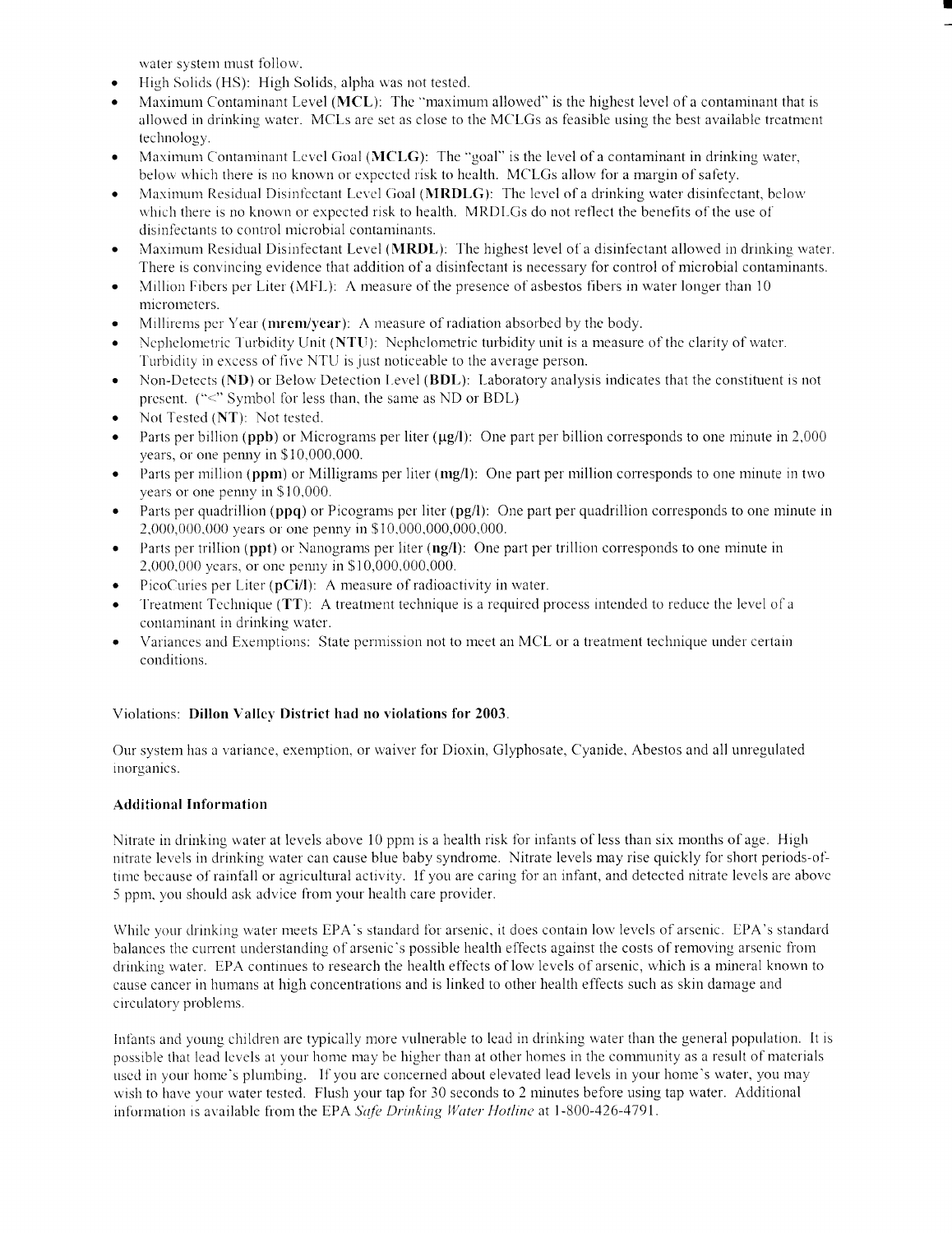water system must follow.

- High Solids (HS): High Solids, alpha was not tested.
- Maximum Contaminant Level (**MCL**): The "maximum allowed" is the highest level of a contaminant that is allowed in drinking water. MCLs are set as close to the MCLGs as feasible using the best available treatment technology.
- Maximum Contaminant Level Goal (**MCLG**): The "goal" is the level of a contaminant in drinking water, below which there is no known or expected risk to health. MCLGs allow for a margin of safety.
- Maximum Residual Disinfectant Level Goal (**MRDLG**): The level of a drinking water disinfectant, below which there is no known or expected risk to health. MRDLGs do not reflect the benefits of the use of disinfectants to control microbial contaminants.
- Maximum Residual Disinfectant Level (**MRDL**): The highest level of a disinfectant allowed in drinking water. There is convincing evidence that addition of a disinfectant is necessary for control of microbial contaminants.
- Million Fibers per Liter (MFL): A measure of the presence of asbestos fibers in water longer than 10 micrometers.
- Millirems per Year (**mrem/year**): A measure of radiation absorbed by the body.
- Nephelometric Turbidity Unit (**NTU**): Nephelometric turbidity unit is a measure of the clarity of water. Turbidity in excess of five NTU is just noticeable to the average person.
- Non-Detects (**ND**) or Below Detection Level (**BDL**): Laboratory analysis indicates that the constituent is not present. ("<" Symbol for less than, the same as ND or BDL)
- Not Tested (**NT**): Not tested.
- Parts per billion (**ppb**) or Micrograms per liter (**µg/l**): One part per billion corresponds to one minute in 2,000 years, or one penny in $10,000,000.
- Parts per million (**ppm**) or Milligrams per liter (**mg/l**): One part per million corresponds to one minute in two years or one penny in $10,000.
- Parts per quadrillion (**ppq**) or Picograms per liter (**pg/l**): One part per quadrillion corresponds to one minute in 2,000,000,000 years or one penny in $10,000,000,000,000.
- Parts per trillion (**ppt**) or Nanograms per liter (**ng/l**): One part per trillion corresponds to one minute in 2,000,000 years, or one penny in $10,000,000,000.
- PicoCuries per Liter (**pCi/l**): A measure of radioactivity in water.
- Treatment Technique (**TT**): A treatment technique is a required process intended to reduce the level of a contaminant in drinking water.
- Variances and Exemptions: State permission not to meet an MCL or a treatment technique under certain conditions.

Violations: **Dillon Valley District had no violations for 2003**.

Our system has a variance, exemption, or waiver for Dioxin, Glyphosate, Cyanide, Abestos and all unregulated inorganics.

**Additional Information**

Nitrate in drinking water at levels above 10 ppm is a health risk for infants of less than six months of age. High nitrate levels in drinking water can cause blue baby syndrome. Nitrate levels may rise quickly for short periods-of-time because of rainfall or agricultural activity. If you are caring for an infant, and detected nitrate levels are above 5 ppm, you should ask advice from your health care provider.

While your drinking water meets EPA's standard for arsenic, it does contain low levels of arsenic. EPA's standard balances the current understanding of arsenic's possible health effects against the costs of removing arsenic from drinking water. EPA continues to research the health effects of low levels of arsenic, which is a mineral known to cause cancer in humans at high concentrations and is linked to other health effects such as skin damage and circulatory problems.

Infants and young children are typically more vulnerable to lead in drinking water than the general population. It is possible that lead levels at your home may be higher than at other homes in the community as a result of materials used in your home's plumbing. If you are concerned about elevated lead levels in your home's water, you may wish to have your water tested. Flush your tap for 30 seconds to 2 minutes before using tap water. Additional information is available from the EPA *Safe Drinking Water Hotline* at 1-800-426-4791.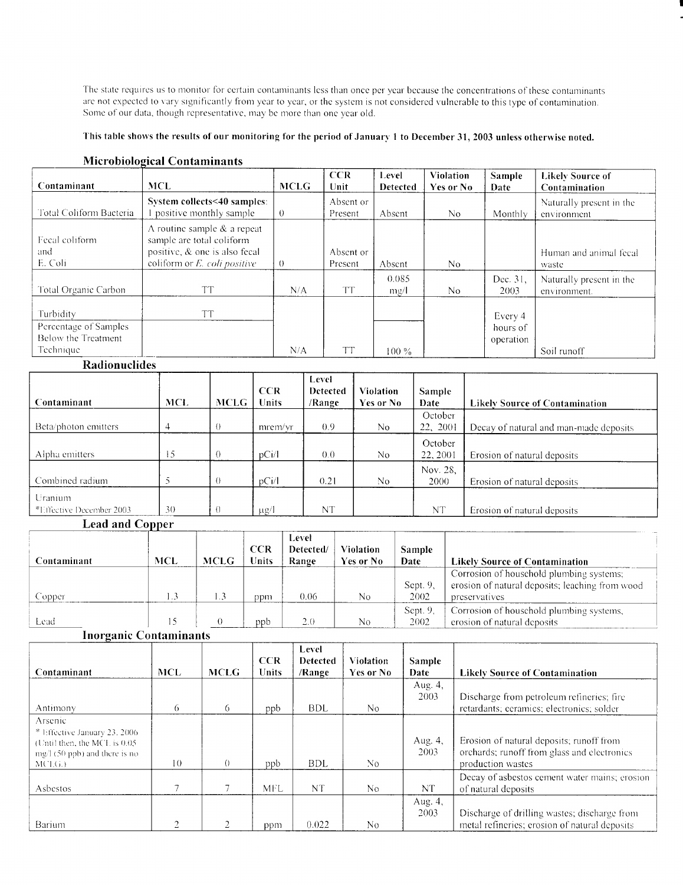The state requires us to monitor for certain contaminants less than once per year because the concentrations of these contaminants are not expected to vary significantly from year to year, or the system is not considered vulnerable to this type of contamination. Some of our data, though representative, may be more than one year old.

**This table shows the results of our monitoring for the period of January 1 to December 31, 2003 unless otherwise noted.**

### Microbiological Contaminants

| Contaminant | MCL | MCLG | CCR Unit | Level Detected | Violation Yes or No | Sample Date | Likely Source of Contamination |
|---|---|---|---|---|---|---|---|
| Total Coliform Bacteria | **System collects<40 samples:** 1 positive monthly sample | 0 | Absent or Present | Absent | No | Monthly | Naturally present in the environment |
| Fecal coliform and E. Coli | A routine sample & a repeat sample are total coliform positive, & one is also fecal coliform or *E. coli positive* | 0 | Absent or Present | Absent | No | | Human and animal fecal waste |
| Total Organic Carbon | TT | N/A | TT | 0.085 mg/l | No | Dec. 31, 2003 | Naturally present in the environment. |
| Turbidity | TT | | | | | Every 4 hours of operation | Soil runoff |
| Percentage of Samples Below the Treatment Technique | | N/A | TT | 100 % | | | |

### Radionuclides

| Contaminant | MCL | MCLG | CCR Units | Level Detected /Range | Violation Yes or No | Sample Date | Likely Source of Contamination |
|---|---|---|---|---|---|---|---|
| Beta/photon emitters | 4 | 0 | mrem/yr | 0.9 | No | October 22, 2001 | Decay of natural and man-made deposits |
| Alpha emitters | 15 | 0 | pCi/l | 0.0 | No | October 22, 2001 | Erosion of natural deposits |
| Combined radium | 5 | 0 | pCi/l | 0.21 | No | Nov. 28, 2000 | Erosion of natural deposits |
| Uranium *Effective December 2003 | 30 | 0 | µg/l | NT | | NT | Erosion of natural deposits |

### Lead and Copper

| Contaminant | MCL | MCLG | CCR Units | Level Detected/ Range | Violation Yes or No | Sample Date | Likely Source of Contamination |
|---|---|---|---|---|---|---|---|
| Copper | 1.3 | 1.3 | ppm | 0.06 | No | Sept. 9, 2002 | Corrosion of household plumbing systems; erosion of natural deposits; leaching from wood preservatives |
| Lead | 15 | 0 | ppb | 2.0 | No | Sept. 9, 2002 | Corrosion of household plumbing systems, erosion of natural deposits |

### Inorganic Contaminants

| Contaminant | MCL | MCLG | CCR Units | Level Detected /Range | Violation Yes or No | Sample Date | Likely Source of Contamination |
|---|---|---|---|---|---|---|---|
| Antimony | 6 | 6 | ppb | BDL | No | Aug. 4, 2003 | Discharge from petroleum refineries; fire retardants; ceramics; electronics; solder |
| Arsenic * Effective January 23, 2006 (Until then, the MCL is 0.05 mg/l (50 ppb) and there is no MCLG.) | 10 | 0 | ppb | BDL | No | Aug. 4, 2003 | Erosion of natural deposits; runoff from orchards; runoff from glass and electronics production wastes |
| Asbestos | 7 | 7 | MFL | NT | No | NT | Decay of asbestos cement water mains; erosion of natural deposits |
| Barium | 2 | 2 | ppm | 0.022 | No | Aug. 4, 2003 | Discharge of drilling wastes; discharge from metal refineries; erosion of natural deposits |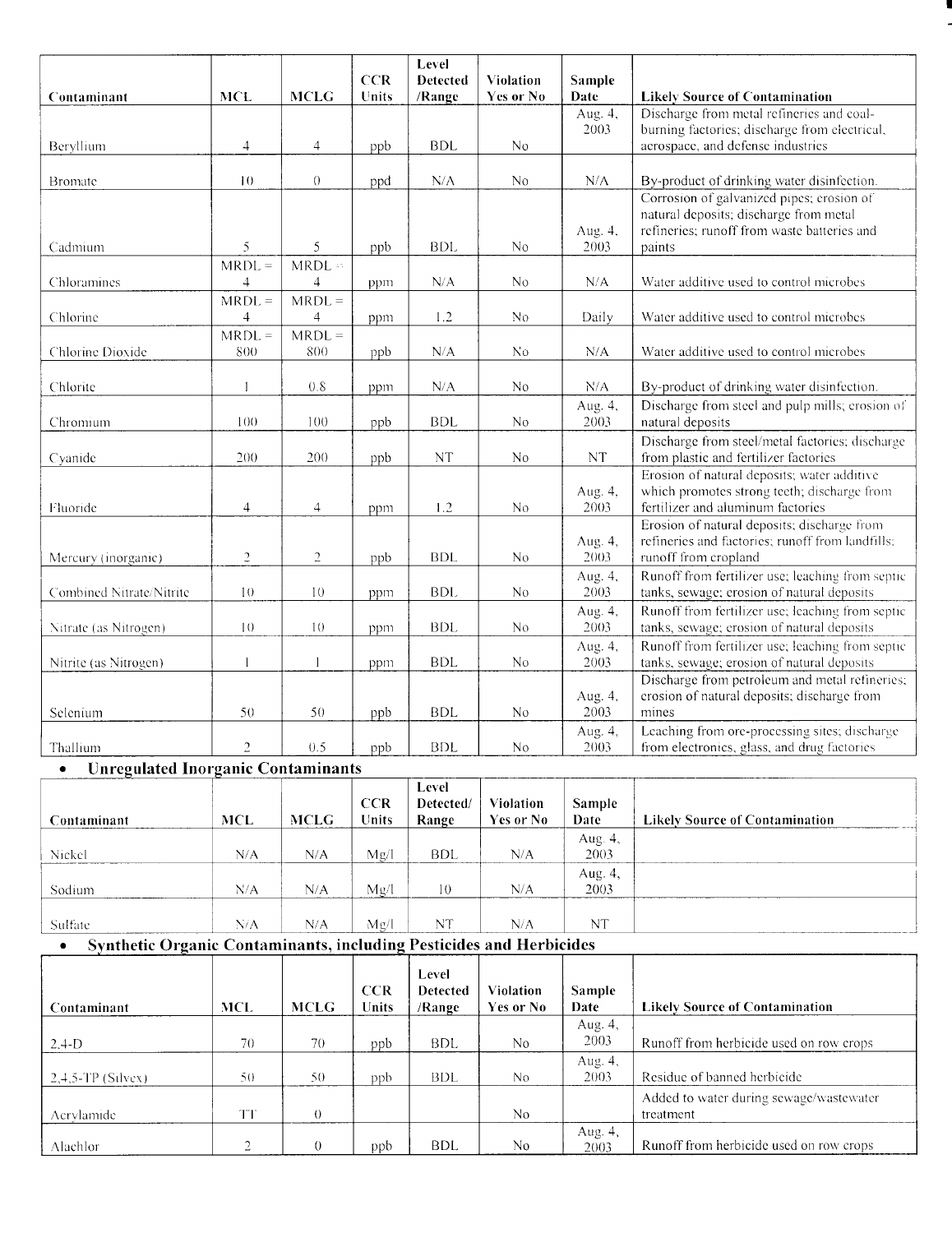| Contaminant | MCL | MCLG | CCR Units | Level Detected /Range | Violation Yes or No | Sample Date | Likely Source of Contamination |
|---|---|---|---|---|---|---|---|
| Beryllium | 4 | 4 | ppb | BDL | No | Aug. 4, 2003 | Discharge from metal refineries and coal-burning factories; discharge from electrical, aerospace, and defense industries |
| Bromate | 10 | 0 | ppd | N/A | No | N/A | By-product of drinking water disinfection. |
| Cadmium | 5 | 5 | ppb | BDL | No | Aug. 4, 2003 | Corrosion of galvanized pipes; erosion of natural deposits; discharge from metal refineries; runoff from waste batteries and paints |
| Chloramines | MRDL = 4 | MRDL = 4 | ppm | N/A | No | N/A | Water additive used to control microbes |
| Chlorine | MRDL = 4 | MRDL = 4 | ppm | 1.2 | No | Daily | Water additive used to control microbes |
| Chlorine Dioxide | MRDL = 800 | MRDL = 800 | ppb | N/A | No | N/A | Water additive used to control microbes |
| Chlorite | 1 | 0.8 | ppm | N/A | No | N/A | By-product of drinking water disinfection. |
| Chromium | 100 | 100 | ppb | BDL | No | Aug. 4, 2003 | Discharge from steel and pulp mills; erosion of natural deposits |
| Cyanide | 200 | 200 | ppb | NT | No | NT | Discharge from steel/metal factories; discharge from plastic and fertilizer factories |
| Fluoride | 4 | 4 | ppm | 1.2 | No | Aug. 4, 2003 | Erosion of natural deposits; water additive which promotes strong teeth; discharge from fertilizer and aluminum factories |
| Mercury (inorganic) | 2 | 2 | ppb | BDL | No | Aug. 4, 2003 | Erosion of natural deposits; discharge from refineries and factories; runoff from landfills; runoff from cropland |
| Combined Nitrate/Nitrite | 10 | 10 | ppm | BDL | No | Aug. 4, 2003 | Runoff from fertilizer use; leaching from septic tanks, sewage; erosion of natural deposits |
| Nitrate (as Nitrogen) | 10 | 10 | ppm | BDL | No | Aug. 4, 2003 | Runoff from fertilizer use; leaching from septic tanks, sewage; erosion of natural deposits |
| Nitrite (as Nitrogen) | 1 | 1 | ppm | BDL | No | Aug. 4, 2003 | Runoff from fertilizer use; leaching from septic tanks, sewage; erosion of natural deposits |
| Selenium | 50 | 50 | ppb | BDL | No | Aug. 4, 2003 | Discharge from petroleum and metal refineries; erosion of natural deposits; discharge from mines |
| Thallium | 2 | 0.5 | ppb | BDL | No | Aug. 4, 2003 | Leaching from ore-processing sites; discharge from electronics, glass, and drug factories |

- **Unregulated Inorganic Contaminants**

| Contaminant | MCL | MCLG | CCR Units | Level Detected/ Range | Violation Yes or No | Sample Date | Likely Source of Contamination |
|---|---|---|---|---|---|---|---|
| Nickel | N/A | N/A | Mg/l | BDL | N/A | Aug. 4, 2003 | |
| Sodium | N/A | N/A | Mg/l | 10 | N/A | Aug. 4, 2003 | |
| Sulfate | N/A | N/A | Mg/l | NT | N/A | NT | |

- **Synthetic Organic Contaminants, including Pesticides and Herbicides**

| Contaminant | MCL | MCLG | CCR Units | Level Detected /Range | Violation Yes or No | Sample Date | Likely Source of Contamination |
|---|---|---|---|---|---|---|---|
| 2,4-D | 70 | 70 | ppb | BDL | No | Aug. 4, 2003 | Runoff from herbicide used on row crops |
| 2,4,5-TP (Silvex) | 50 | 50 | ppb | BDL | No | Aug. 4, 2003 | Residue of banned herbicide |
| Acrylamide | TT | 0 | | | No | | Added to water during sewage/wastewater treatment |
| Alachlor | 2 | 0 | ppb | BDL | No | Aug. 4, 2003 | Runoff from herbicide used on row crops |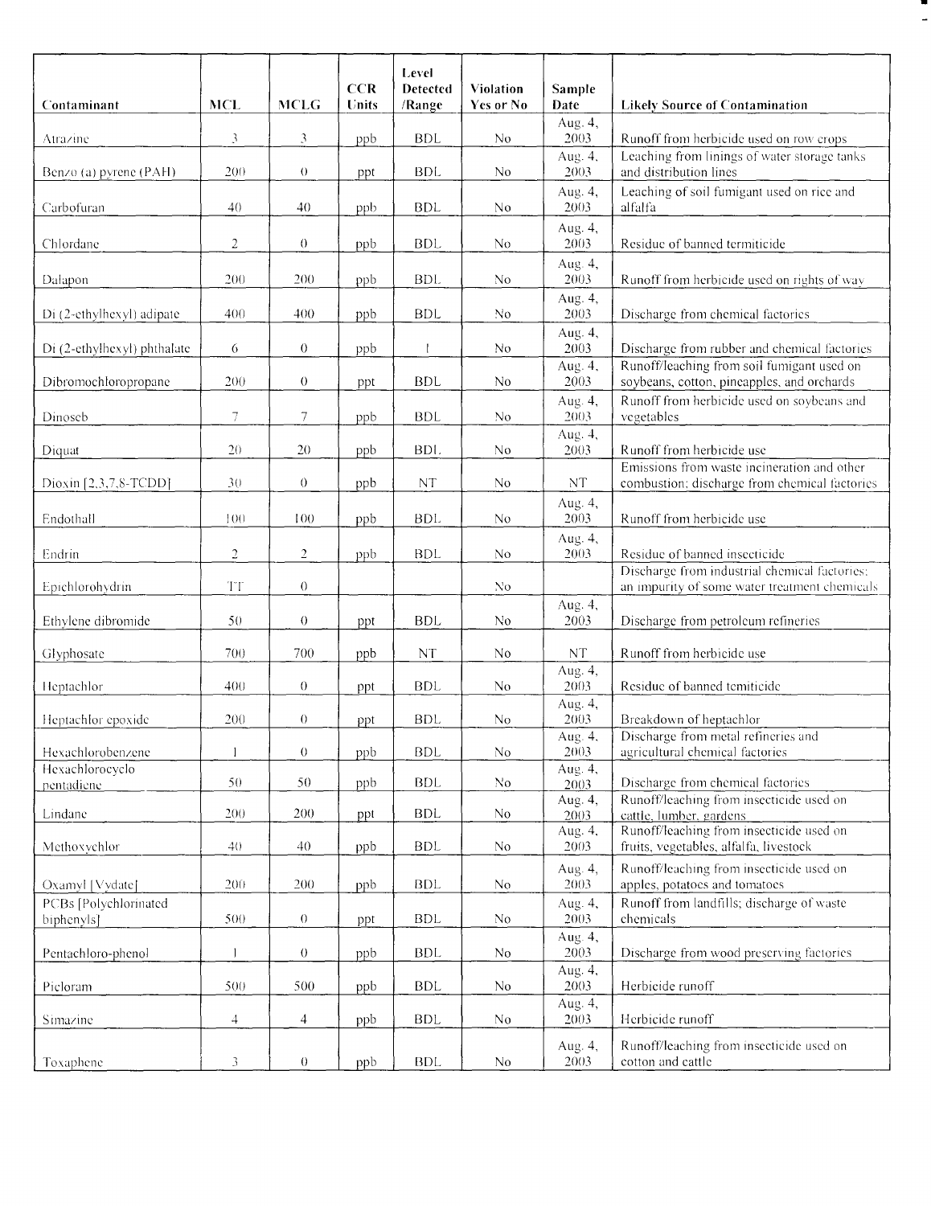| Contaminant | MCL | MCLG | CCR Units | Level Detected /Range | Violation Yes or No | Sample Date | Likely Source of Contamination |
|---|---|---|---|---|---|---|---|
| Atrazine | 3 | 3 | ppb | BDL | No | Aug. 4, 2003 | Runoff from herbicide used on row crops |
| Benzo (a) pyrene (PAH) | 200 | 0 | ppt | BDL | No | Aug. 4, 2003 | Leaching from linings of water storage tanks and distribution lines |
| Carbofuran | 40 | 40 | ppb | BDL | No | Aug. 4, 2003 | Leaching of soil fumigant used on rice and alfalfa |
| Chlordane | 2 | 0 | ppb | BDL | No | Aug. 4, 2003 | Residue of banned termiticide |
| Dalapon | 200 | 200 | ppb | BDL | No | Aug. 4, 2003 | Runoff from herbicide used on rights of way |
| Di (2-ethylhexyl) adipate | 400 | 400 | ppb | BDL | No | Aug. 4, 2003 | Discharge from chemical factories |
| Di (2-ethylhexyl) phthalate | 6 | 0 | ppb | 1 | No | Aug. 4, 2003 | Discharge from rubber and chemical factories |
| Dibromochloropropane | 200 | 0 | ppt | BDL | No | Aug. 4, 2003 | Runoff/leaching from soil fumigant used on soybeans, cotton, pineapples, and orchards |
| Dinoseb | 7 | 7 | ppb | BDL | No | Aug. 4, 2003 | Runoff from herbicide used on soybeans and vegetables |
| Diquat | 20 | 20 | ppb | BDL | No | Aug. 4, 2003 | Runoff from herbicide use |
| Dioxin [2,3,7,8-TCDD] | 30 | 0 | ppb | NT | No | NT | Emissions from waste incineration and other combustion; discharge from chemical factories |
| Endothall | 100 | 100 | ppb | BDL | No | Aug. 4, 2003 | Runoff from herbicide use |
| Endrin | 2 | 2 | ppb | BDL | No | Aug. 4, 2003 | Residue of banned insecticide |
| Epichlorohydrin | TT | 0 | | | No | | Discharge from industrial chemical factories; an impurity of some water treatment chemicals |
| Ethylene dibromide | 50 | 0 | ppt | BDL | No | Aug. 4, 2003 | Discharge from petroleum refineries |
| Glyphosate | 700 | 700 | ppb | NT | No | NT | Runoff from herbicide use |
| Heptachlor | 400 | 0 | ppt | BDL | No | Aug. 4, 2003 | Residue of banned temiticide |
| Heptachlor epoxide | 200 | 0 | ppt | BDL | No | Aug. 4, 2003 | Breakdown of heptachlor |
| Hexachlorobenzene | 1 | 0 | ppb | BDL | No | Aug. 4, 2003 | Discharge from metal refineries and agricultural chemical factories |
| Hexachlorocyclo pentadiene | 50 | 50 | ppb | BDL | No | Aug. 4, 2003 | Discharge from chemical factories |
| Lindane | 200 | 200 | ppt | BDL | No | Aug. 4, 2003 | Runoff/leaching from insecticide used on cattle, lumber, gardens |
| Methoxychlor | 40 | 40 | ppb | BDL | No | Aug. 4, 2003 | Runoff/leaching from insecticide used on fruits, vegetables, alfalfa, livestock |
| Oxamyl [Vydate] | 200 | 200 | ppb | BDL | No | Aug. 4, 2003 | Runoff/leaching from insecticide used on apples, potatoes and tomatoes |
| PCBs [Polychlorinated biphenyls] | 500 | 0 | ppt | BDL | No | Aug. 4, 2003 | Runoff from landfills; discharge of waste chemicals |
| Pentachloro-phenol | 1 | 0 | ppb | BDL | No | Aug. 4, 2003 | Discharge from wood preserving factories |
| Picloram | 500 | 500 | ppb | BDL | No | Aug. 4, 2003 | Herbicide runoff |
| Simazine | 4 | 4 | ppb | BDL | No | Aug. 4, 2003 | Herbicide runoff |
| Toxaphene | 3 | 0 | ppb | BDL | No | Aug. 4, 2003 | Runoff/leaching from insecticide used on cotton and cattle |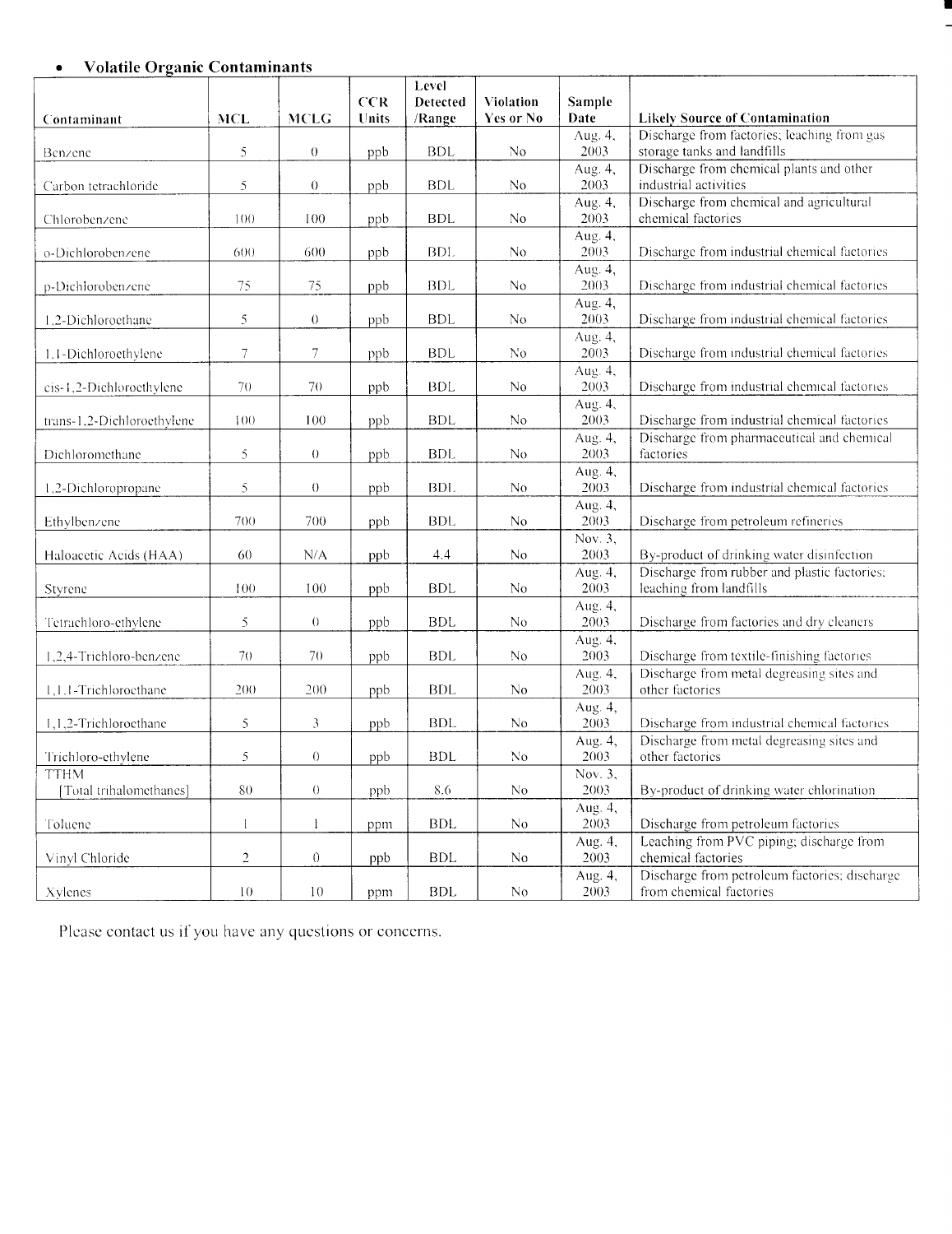- **Volatile Organic Contaminants**

| Contaminant | MCL | MCLG | CCR Units | Level Detected /Range | Violation Yes or No | Sample Date | Likely Source of Contamination |
|---|---|---|---|---|---|---|---|
| Benzene | 5 | 0 | ppb | BDL | No | Aug. 4, 2003 | Discharge from factories; leaching from gas storage tanks and landfills |
| Carbon tetrachloride | 5 | 0 | ppb | BDL | No | Aug. 4, 2003 | Discharge from chemical plants and other industrial activities |
| Chlorobenzene | 100 | 100 | ppb | BDL | No | Aug. 4, 2003 | Discharge from chemical and agricultural chemical factories |
| o-Dichlorobenzene | 600 | 600 | ppb | BDL | No | Aug. 4, 2003 | Discharge from industrial chemical factories |
| p-Dichlorobenzene | 75 | 75 | ppb | BDL | No | Aug. 4, 2003 | Discharge from industrial chemical factories |
| 1,2-Dichloroethane | 5 | 0 | ppb | BDL | No | Aug. 4, 2003 | Discharge from industrial chemical factories |
| 1,1-Dichloroethylene | 7 | 7 | ppb | BDL | No | Aug. 4, 2003 | Discharge from industrial chemical factories |
| cis-1,2-Dichloroethylene | 70 | 70 | ppb | BDL | No | Aug. 4, 2003 | Discharge from industrial chemical factories |
| trans-1,2-Dichloroethylene | 100 | 100 | ppb | BDL | No | Aug. 4, 2003 | Discharge from industrial chemical factories |
| Dichloromethane | 5 | 0 | ppb | BDL | No | Aug. 4, 2003 | Discharge from pharmaceutical and chemical factories |
| 1,2-Dichloropropane | 5 | 0 | ppb | BDL | No | Aug. 4, 2003 | Discharge from industrial chemical factories |
| Ethylbenzene | 700 | 700 | ppb | BDL | No | Aug. 4, 2003 | Discharge from petroleum refineries |
| Haloacetic Acids (HAA) | 60 | N/A | ppb | 4.4 | No | Nov. 3, 2003 | By-product of drinking water disinfection |
| Styrene | 100 | 100 | ppb | BDL | No | Aug. 4, 2003 | Discharge from rubber and plastic factories; leaching from landfills |
| Tetrachloro-ethylene | 5 | 0 | ppb | BDL | No | Aug. 4, 2003 | Discharge from factories and dry cleaners |
| 1,2,4-Trichloro-benzene | 70 | 70 | ppb | BDL | No | Aug. 4, 2003 | Discharge from textile-finishing factories |
| 1,1,1-Trichloroethane | 200 | 200 | ppb | BDL | No | Aug. 4, 2003 | Discharge from metal degreasing sites and other factories |
| 1,1,2-Trichloroethane | 5 | 3 | ppb | BDL | No | Aug. 4, 2003 | Discharge from industrial chemical factories |
| Trichloro-ethylene | 5 | 0 | ppb | BDL | No | Aug. 4, 2003 | Discharge from metal degreasing sites and other factories |
| TTHM [Total trihalomethanes] | 80 | 0 | ppb | 8.6 | No | Nov. 3, 2003 | By-product of drinking water chlorination |
| Toluene | 1 | 1 | ppm | BDL | No | Aug. 4, 2003 | Discharge from petroleum factories |
| Vinyl Chloride | 2 | 0 | ppb | BDL | No | Aug. 4, 2003 | Leaching from PVC piping; discharge from chemical factories |
| Xylenes | 10 | 10 | ppm | BDL | No | Aug. 4, 2003 | Discharge from petroleum factories; discharge from chemical factories |

Please contact us if you have any questions or concerns.